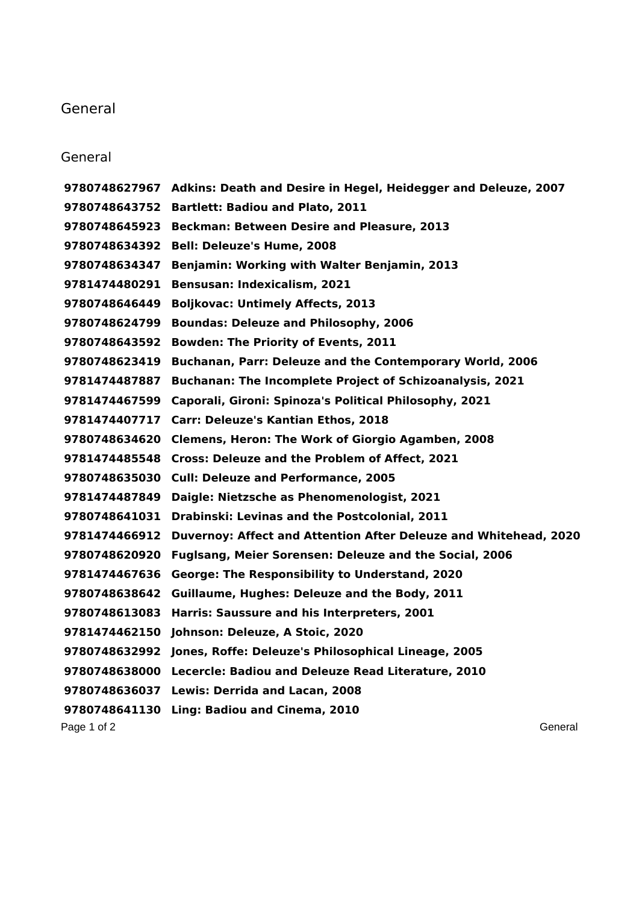# General

## General

| | |
|---|---|
| **9780748627967** | **Adkins: Death and Desire in Hegel, Heidegger and Deleuze, 2007** |
| **9780748643752** | **Bartlett: Badiou and Plato, 2011** |
| **9780748645923** | **Beckman: Between Desire and Pleasure, 2013** |
| **9780748634392** | **Bell: Deleuze's Hume, 2008** |
| **9780748634347** | **Benjamin: Working with Walter Benjamin, 2013** |
| **9781474480291** | **Bensusan: Indexicalism, 2021** |
| **9780748646449** | **Boljkovac: Untimely Affects, 2013** |
| **9780748624799** | **Boundas: Deleuze and Philosophy, 2006** |
| **9780748643592** | **Bowden: The Priority of Events, 2011** |
| **9780748623419** | **Buchanan, Parr: Deleuze and the Contemporary World, 2006** |
| **9781474487887** | **Buchanan: The Incomplete Project of Schizoanalysis, 2021** |
| **9781474467599** | **Caporali, Gironi: Spinoza's Political Philosophy, 2021** |
| **9781474407717** | **Carr: Deleuze's Kantian Ethos, 2018** |
| **9780748634620** | **Clemens, Heron: The Work of Giorgio Agamben, 2008** |
| **9781474485548** | **Cross: Deleuze and the Problem of Affect, 2021** |
| **9780748635030** | **Cull: Deleuze and Performance, 2005** |
| **9781474487849** | **Daigle: Nietzsche as Phenomenologist, 2021** |
| **9780748641031** | **Drabinski: Levinas and the Postcolonial, 2011** |
| **9781474466912** | **Duvernoy: Affect and Attention After Deleuze and Whitehead, 2020** |
| **9780748620920** | **Fuglsang, Meier Sorensen: Deleuze and the Social, 2006** |
| **9781474467636** | **George: The Responsibility to Understand, 2020** |
| **9780748638642** | **Guillaume, Hughes: Deleuze and the Body, 2011** |
| **9780748613083** | **Harris: Saussure and his Interpreters, 2001** |
| **9781474462150** | **Johnson: Deleuze, A Stoic, 2020** |
| **9780748632992** | **Jones, Roffe: Deleuze's Philosophical Lineage, 2005** |
| **9780748638000** | **Lecercle: Badiou and Deleuze Read Literature, 2010** |
| **9780748636037** | **Lewis: Derrida and Lacan, 2008** |
| **9780748641130** | **Ling: Badiou and Cinema, 2010** |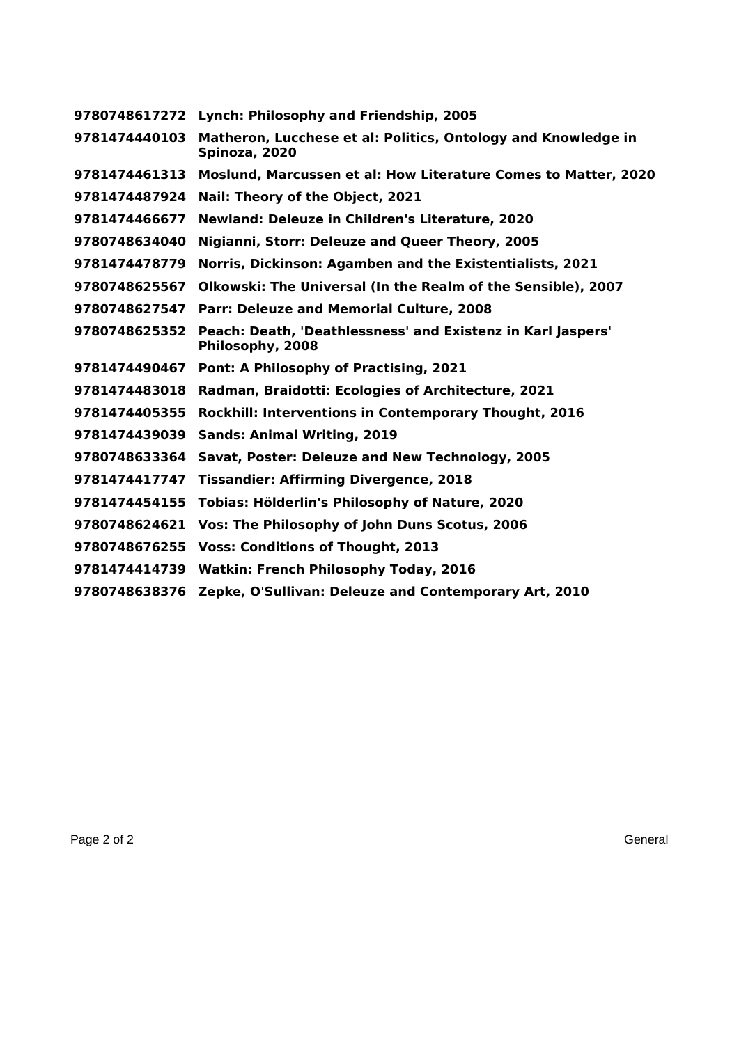| | |
|---|---|
| **9780748617272** | **Lynch: Philosophy and Friendship, 2005** |
| **9781474440103** | **Matheron, Lucchese et al: Politics, Ontology and Knowledge in Spinoza, 2020** |
| **9781474461313** | **Moslund, Marcussen et al: How Literature Comes to Matter, 2020** |
| **9781474487924** | **Nail: Theory of the Object, 2021** |
| **9781474466677** | **Newland: Deleuze in Children's Literature, 2020** |
| **9780748634040** | **Nigianni, Storr: Deleuze and Queer Theory, 2005** |
| **9781474478779** | **Norris, Dickinson: Agamben and the Existentialists, 2021** |
| **9780748625567** | **Olkowski: The Universal (In the Realm of the Sensible), 2007** |
| **9780748627547** | **Parr: Deleuze and Memorial Culture, 2008** |
| **9780748625352** | **Peach: Death, 'Deathlessness' and Existenz in Karl Jaspers' Philosophy, 2008** |
| **9781474490467** | **Pont: A Philosophy of Practising, 2021** |
| **9781474483018** | **Radman, Braidotti: Ecologies of Architecture, 2021** |
| **9781474405355** | **Rockhill: Interventions in Contemporary Thought, 2016** |
| **9781474439039** | **Sands: Animal Writing, 2019** |
| **9780748633364** | **Savat, Poster: Deleuze and New Technology, 2005** |
| **9781474417747** | **Tissandier: Affirming Divergence, 2018** |
| **9781474454155** | **Tobias: Hölderlin's Philosophy of Nature, 2020** |
| **9780748624621** | **Vos: The Philosophy of John Duns Scotus, 2006** |
| **9780748676255** | **Voss: Conditions of Thought, 2013** |
| **9781474414739** | **Watkin: French Philosophy Today, 2016** |
| **9780748638376** | **Zepke, O'Sullivan: Deleuze and Contemporary Art, 2010** |

General